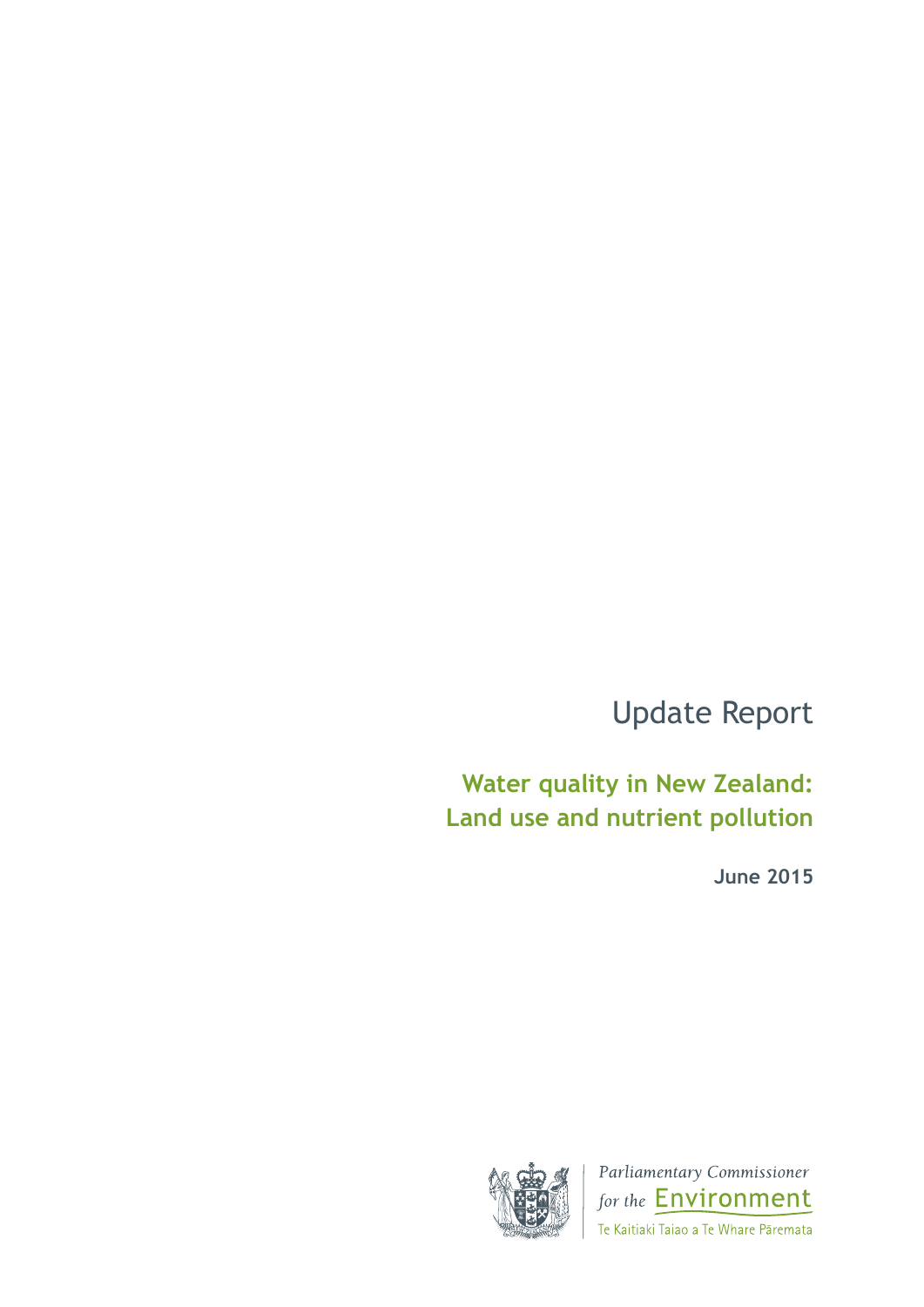Update Report

# Water quality in New Zealand: Land use and nutrient pollution

**June 2015**

Parliamentary Commissioner for the Environment

Te Kaitiaki Taiao a Te Whare Pāremata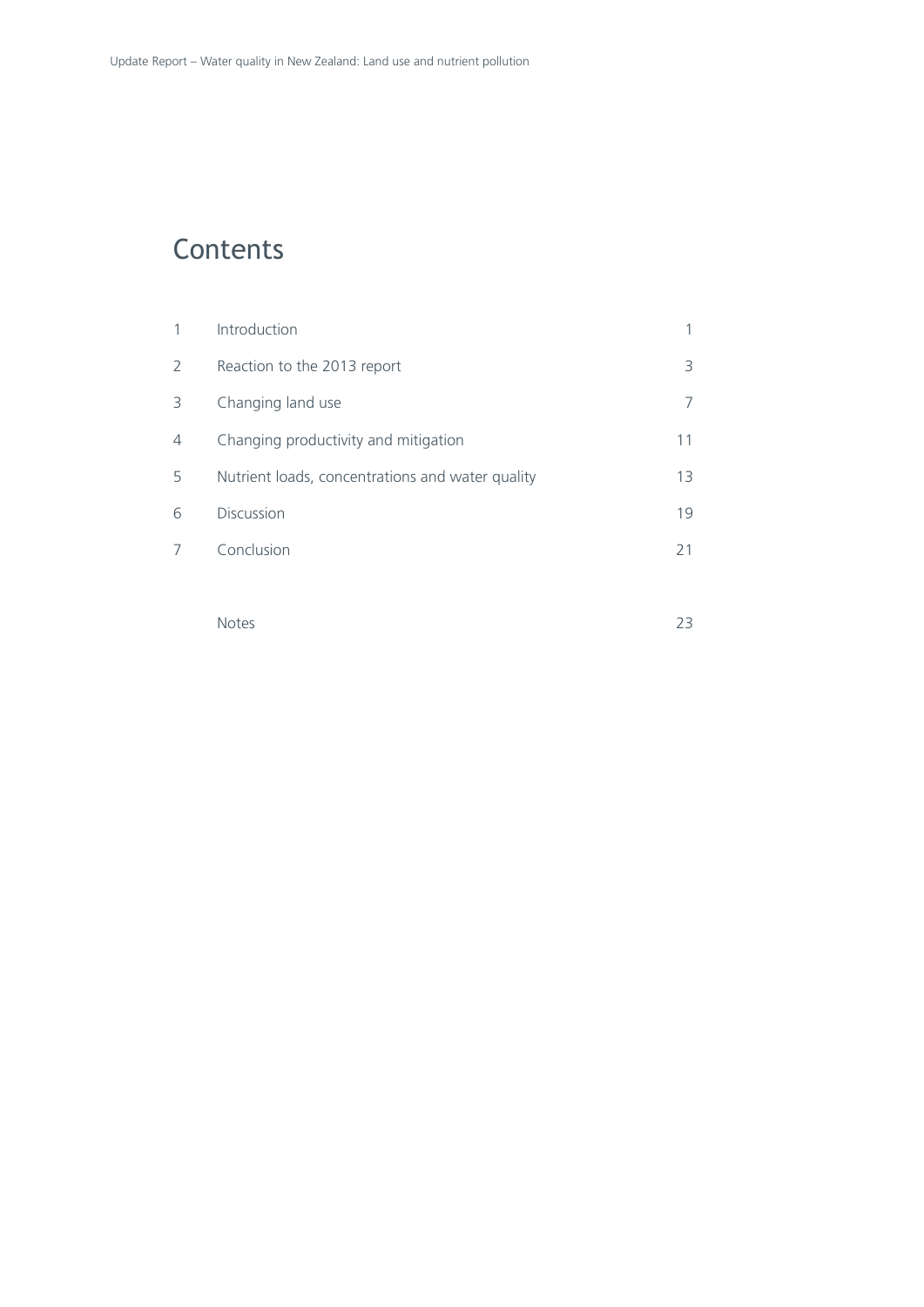# Contents

| | | |
|---|---|---|
| 1 | Introduction | 1 |
| 2 | Reaction to the 2013 report | 3 |
| 3 | Changing land use | 7 |
| 4 | Changing productivity and mitigation | 11 |
| 5 | Nutrient loads, concentrations and water quality | 13 |
| 6 | Discussion | 19 |
| 7 | Conclusion | 21 |
| | Notes | 23 |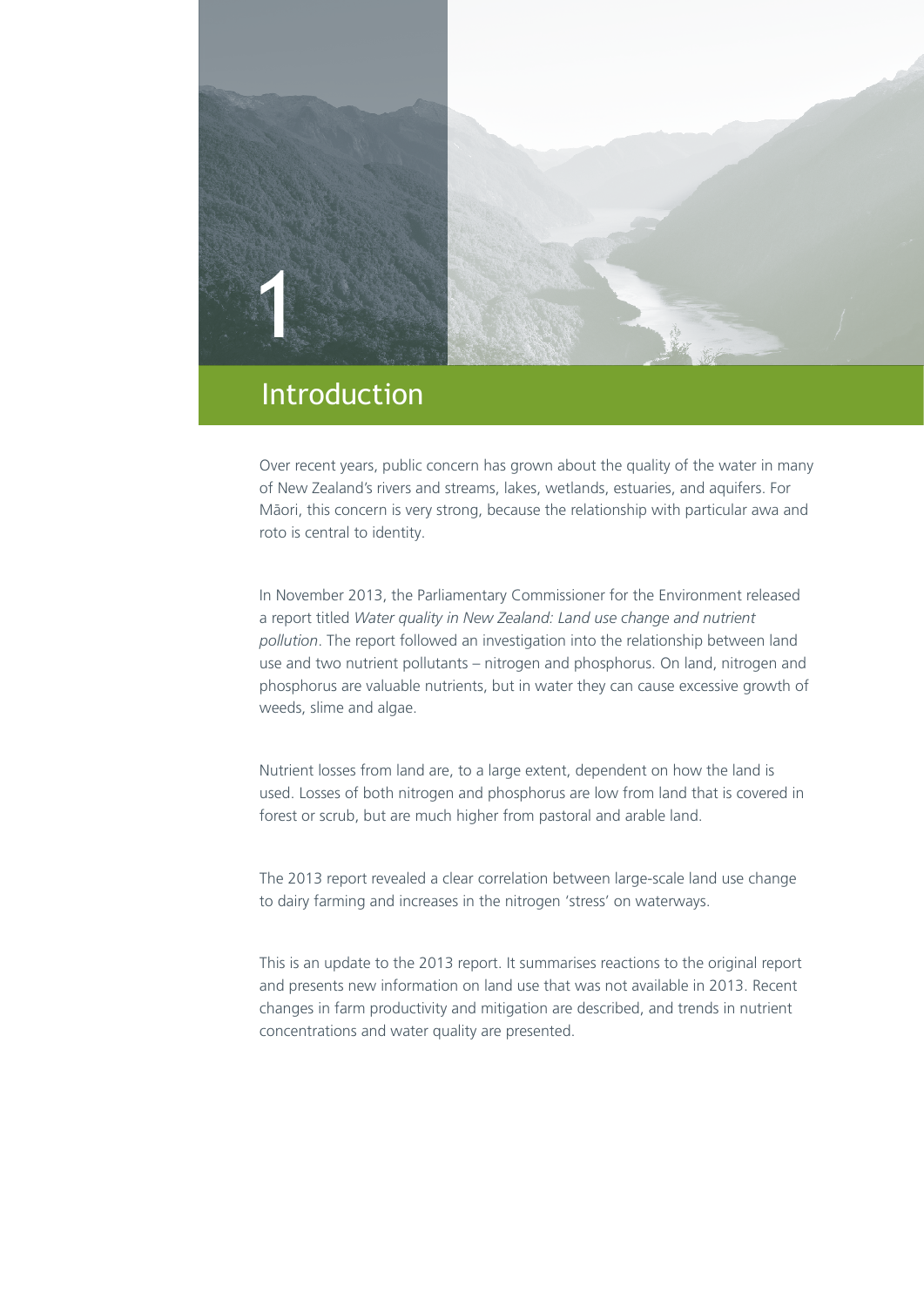# 1 Introduction

Over recent years, public concern has grown about the quality of the water in many of New Zealand's rivers and streams, lakes, wetlands, estuaries, and aquifers. For Māori, this concern is very strong, because the relationship with particular awa and roto is central to identity.

In November 2013, the Parliamentary Commissioner for the Environment released a report titled *Water quality in New Zealand: Land use change and nutrient pollution*. The report followed an investigation into the relationship between land use and two nutrient pollutants – nitrogen and phosphorus. On land, nitrogen and phosphorus are valuable nutrients, but in water they can cause excessive growth of weeds, slime and algae.

Nutrient losses from land are, to a large extent, dependent on how the land is used. Losses of both nitrogen and phosphorus are low from land that is covered in forest or scrub, but are much higher from pastoral and arable land.

The 2013 report revealed a clear correlation between large-scale land use change to dairy farming and increases in the nitrogen 'stress' on waterways.

This is an update to the 2013 report. It summarises reactions to the original report and presents new information on land use that was not available in 2013. Recent changes in farm productivity and mitigation are described, and trends in nutrient concentrations and water quality are presented.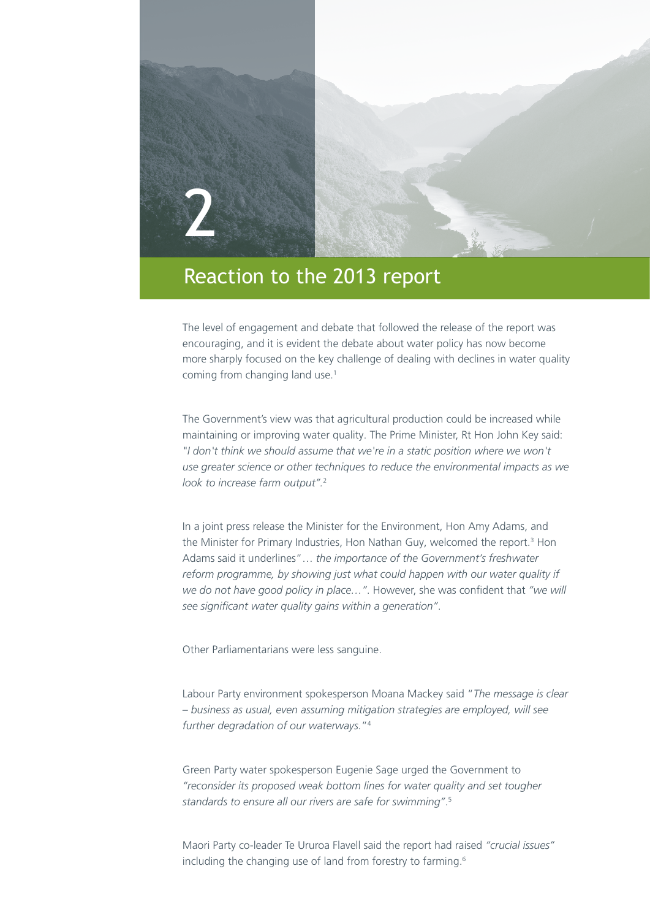# 2

## Reaction to the 2013 report

The level of engagement and debate that followed the release of the report was encouraging, and it is evident the debate about water policy has now become more sharply focused on the key challenge of dealing with declines in water quality coming from changing land use.[1]

The Government's view was that agricultural production could be increased while maintaining or improving water quality. The Prime Minister, Rt Hon John Key said: *"I don't think we should assume that we're in a static position where we won't use greater science or other techniques to reduce the environmental impacts as we look to increase farm output".*[2]

In a joint press release the Minister for the Environment, Hon Amy Adams, and the Minister for Primary Industries, Hon Nathan Guy, welcomed the report.[3] Hon Adams said it underlines"… *the importance of the Government's freshwater reform programme, by showing just what could happen with our water quality if we do not have good policy in place…".* However, she was confident that *"we will see significant water quality gains within a generation".*

Other Parliamentarians were less sanguine.

Labour Party environment spokesperson Moana Mackey said "*The message is clear – business as usual, even assuming mitigation strategies are employed, will see further degradation of our waterways.*"[4]

Green Party water spokesperson Eugenie Sage urged the Government to *"reconsider its proposed weak bottom lines for water quality and set tougher standards to ensure all our rivers are safe for swimming".*[5]

Maori Party co-leader Te Ururoa Flavell said the report had raised *"crucial issues"* including the changing use of land from forestry to farming.[6]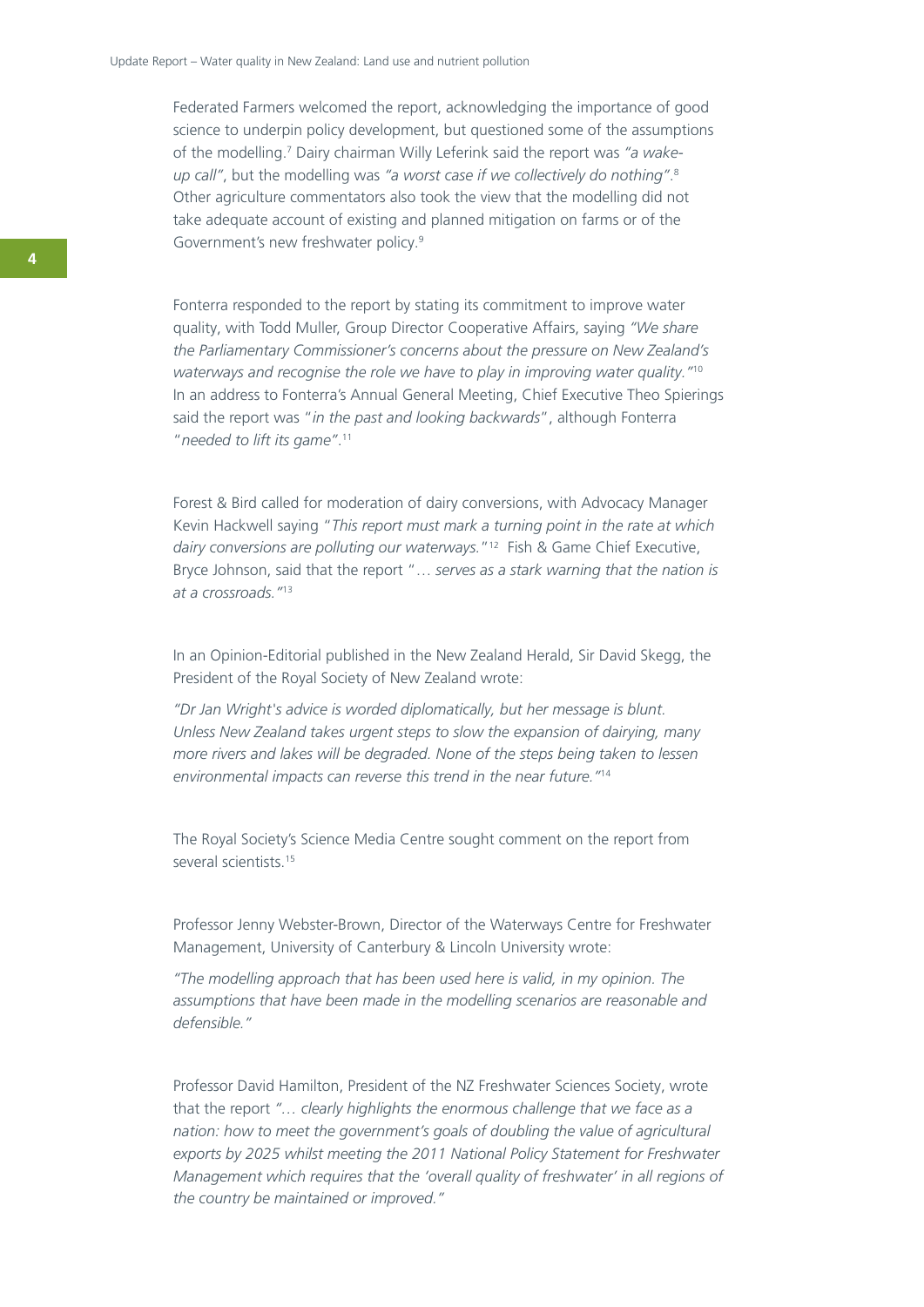Federated Farmers welcomed the report, acknowledging the importance of good science to underpin policy development, but questioned some of the assumptions of the modelling.[7] Dairy chairman Willy Leferink said the report was *"a wake-up call"*, but the modelling was *"a worst case if we collectively do nothing"*.[8] Other agriculture commentators also took the view that the modelling did not take adequate account of existing and planned mitigation on farms or of the Government's new freshwater policy.[9]

Fonterra responded to the report by stating its commitment to improve water quality, with Todd Muller, Group Director Cooperative Affairs, saying *"We share the Parliamentary Commissioner's concerns about the pressure on New Zealand's waterways and recognise the role we have to play in improving water quality."*[10] In an address to Fonterra's Annual General Meeting, Chief Executive Theo Spierings said the report was "*in the past and looking backwards*", although Fonterra "*needed to lift its game"*.[11]

Forest & Bird called for moderation of dairy conversions, with Advocacy Manager Kevin Hackwell saying "*This report must mark a turning point in the rate at which dairy conversions are polluting our waterways.*"[12] Fish & Game Chief Executive, Bryce Johnson, said that the report "*… serves as a stark warning that the nation is at a crossroads.*"[13]

In an Opinion-Editorial published in the New Zealand Herald, Sir David Skegg, the President of the Royal Society of New Zealand wrote:

*"Dr Jan Wright's advice is worded diplomatically, but her message is blunt. Unless New Zealand takes urgent steps to slow the expansion of dairying, many more rivers and lakes will be degraded. None of the steps being taken to lessen environmental impacts can reverse this trend in the near future."*[14]

The Royal Society's Science Media Centre sought comment on the report from several scientists.[15]

Professor Jenny Webster-Brown, Director of the Waterways Centre for Freshwater Management, University of Canterbury & Lincoln University wrote:

*"The modelling approach that has been used here is valid, in my opinion. The assumptions that have been made in the modelling scenarios are reasonable and defensible."*

Professor David Hamilton, President of the NZ Freshwater Sciences Society, wrote that the report *"… clearly highlights the enormous challenge that we face as a nation: how to meet the government's goals of doubling the value of agricultural exports by 2025 whilst meeting the 2011 National Policy Statement for Freshwater Management which requires that the 'overall quality of freshwater' in all regions of the country be maintained or improved."*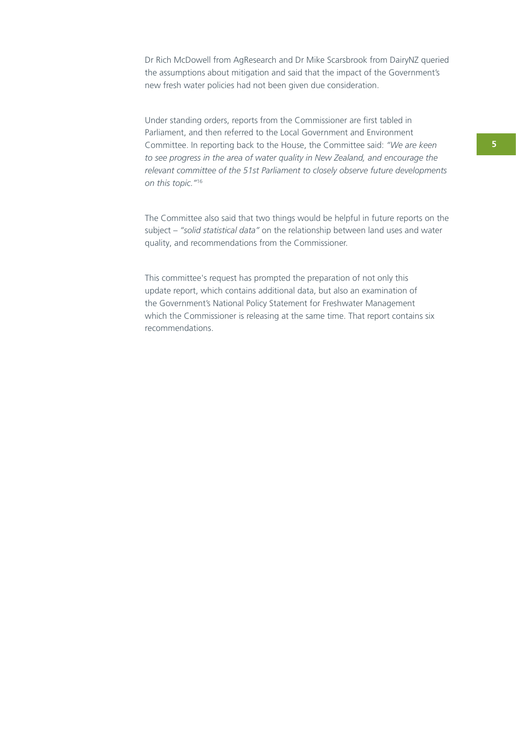Dr Rich McDowell from AgResearch and Dr Mike Scarsbrook from DairyNZ queried the assumptions about mitigation and said that the impact of the Government's new fresh water policies had not been given due consideration.

Under standing orders, reports from the Commissioner are first tabled in Parliament, and then referred to the Local Government and Environment Committee. In reporting back to the House, the Committee said: *"We are keen to see progress in the area of water quality in New Zealand, and encourage the relevant committee of the 51st Parliament to closely observe future developments on this topic."*[16]

The Committee also said that two things would be helpful in future reports on the subject – *"solid statistical data"* on the relationship between land uses and water quality, and recommendations from the Commissioner.

This committee's request has prompted the preparation of not only this update report, which contains additional data, but also an examination of the Government's National Policy Statement for Freshwater Management which the Commissioner is releasing at the same time. That report contains six recommendations.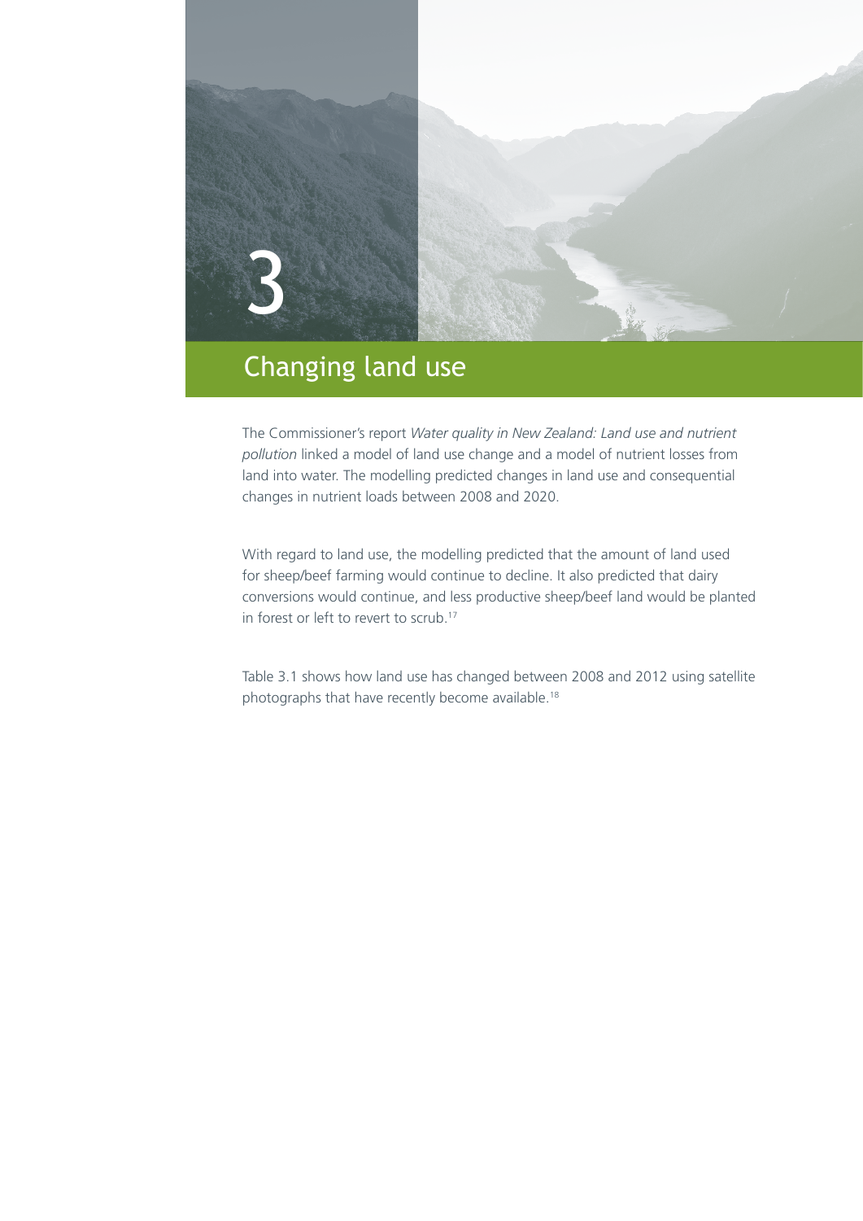# 3 Changing land use

The Commissioner's report *Water quality in New Zealand: Land use and nutrient pollution* linked a model of land use change and a model of nutrient losses from land into water. The modelling predicted changes in land use and consequential changes in nutrient loads between 2008 and 2020.

With regard to land use, the modelling predicted that the amount of land used for sheep/beef farming would continue to decline. It also predicted that dairy conversions would continue, and less productive sheep/beef land would be planted in forest or left to revert to scrub.[17]

Table 3.1 shows how land use has changed between 2008 and 2012 using satellite photographs that have recently become available.[18]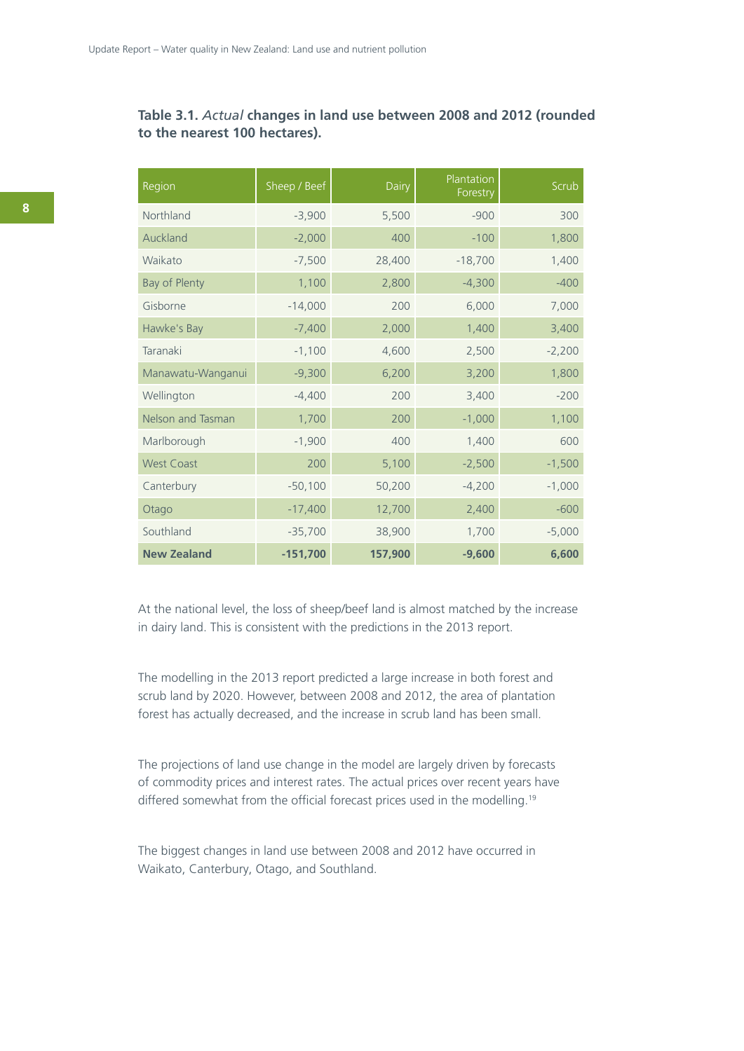**Table 3.1.** ***Actual*** **changes in land use between 2008 and 2012 (rounded to the nearest 100 hectares).**

| Region | Sheep / Beef | Dairy | Plantation Forestry | Scrub |
|---|---|---|---|---|
| Northland | -3,900 | 5,500 | -900 | 300 |
| Auckland | -2,000 | 400 | -100 | 1,800 |
| Waikato | -7,500 | 28,400 | -18,700 | 1,400 |
| Bay of Plenty | 1,100 | 2,800 | -4,300 | -400 |
| Gisborne | -14,000 | 200 | 6,000 | 7,000 |
| Hawke's Bay | -7,400 | 2,000 | 1,400 | 3,400 |
| Taranaki | -1,100 | 4,600 | 2,500 | -2,200 |
| Manawatu-Wanganui | -9,300 | 6,200 | 3,200 | 1,800 |
| Wellington | -4,400 | 200 | 3,400 | -200 |
| Nelson and Tasman | 1,700 | 200 | -1,000 | 1,100 |
| Marlborough | -1,900 | 400 | 1,400 | 600 |
| West Coast | 200 | 5,100 | -2,500 | -1,500 |
| Canterbury | -50,100 | 50,200 | -4,200 | -1,000 |
| Otago | -17,400 | 12,700 | 2,400 | -600 |
| Southland | -35,700 | 38,900 | 1,700 | -5,000 |
| **New Zealand** | **-151,700** | **157,900** | **-9,600** | **6,600** |

At the national level, the loss of sheep/beef land is almost matched by the increase in dairy land. This is consistent with the predictions in the 2013 report.

The modelling in the 2013 report predicted a large increase in both forest and scrub land by 2020. However, between 2008 and 2012, the area of plantation forest has actually decreased, and the increase in scrub land has been small.

The projections of land use change in the model are largely driven by forecasts of commodity prices and interest rates. The actual prices over recent years have differed somewhat from the official forecast prices used in the modelling.[19]

The biggest changes in land use between 2008 and 2012 have occurred in Waikato, Canterbury, Otago, and Southland.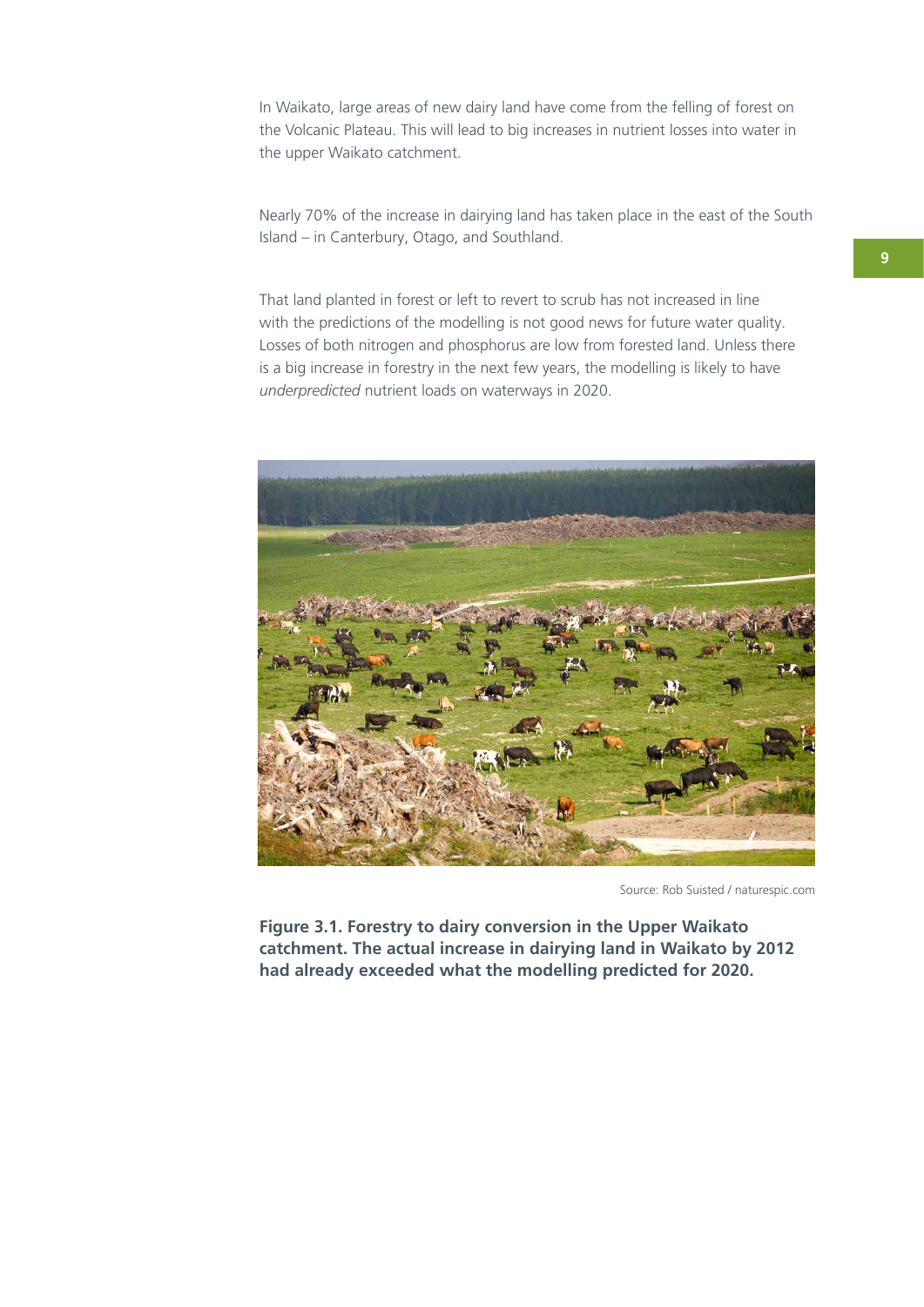In Waikato, large areas of new dairy land have come from the felling of forest on the Volcanic Plateau. This will lead to big increases in nutrient losses into water in the upper Waikato catchment.

Nearly 70% of the increase in dairying land has taken place in the east of the South Island – in Canterbury, Otago, and Southland.

That land planted in forest or left to revert to scrub has not increased in line with the predictions of the modelling is not good news for future water quality. Losses of both nitrogen and phosphorus are low from forested land. Unless there is a big increase in forestry in the next few years, the modelling is likely to have *underpredicted* nutrient loads on waterways in 2020.

Source: Rob Suisted / naturespic.com

**Figure 3.1. Forestry to dairy conversion in the Upper Waikato catchment. The actual increase in dairying land in Waikato by 2012 had already exceeded what the modelling predicted for 2020.**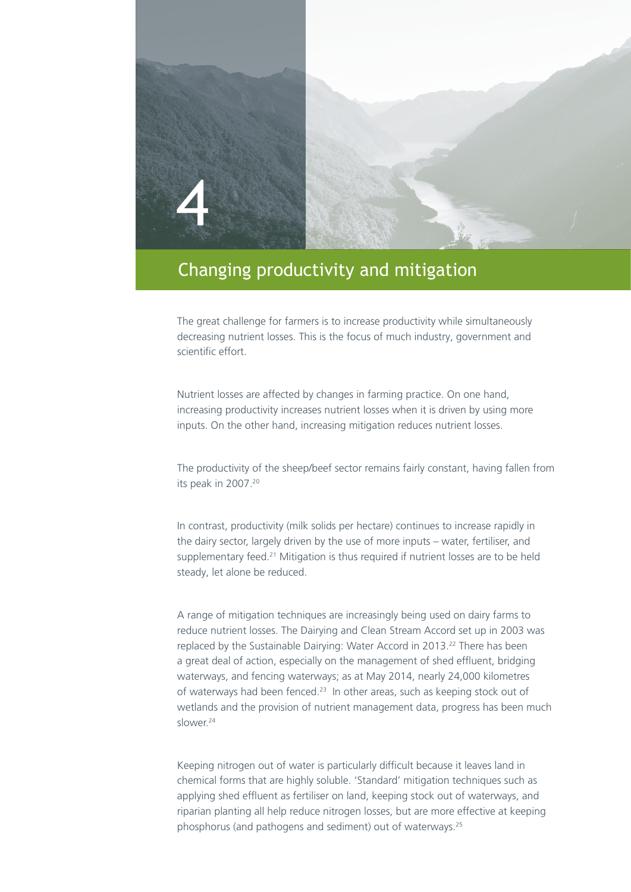# 4 Changing productivity and mitigation

The great challenge for farmers is to increase productivity while simultaneously decreasing nutrient losses. This is the focus of much industry, government and scientific effort.

Nutrient losses are affected by changes in farming practice. On one hand, increasing productivity increases nutrient losses when it is driven by using more inputs. On the other hand, increasing mitigation reduces nutrient losses.

The productivity of the sheep/beef sector remains fairly constant, having fallen from its peak in 2007.[20]

In contrast, productivity (milk solids per hectare) continues to increase rapidly in the dairy sector, largely driven by the use of more inputs – water, fertiliser, and supplementary feed.[21] Mitigation is thus required if nutrient losses are to be held steady, let alone be reduced.

A range of mitigation techniques are increasingly being used on dairy farms to reduce nutrient losses. The Dairying and Clean Stream Accord set up in 2003 was replaced by the Sustainable Dairying: Water Accord in 2013.[22] There has been a great deal of action, especially on the management of shed effluent, bridging waterways, and fencing waterways; as at May 2014, nearly 24,000 kilometres of waterways had been fenced.[23] In other areas, such as keeping stock out of wetlands and the provision of nutrient management data, progress has been much slower.[24]

Keeping nitrogen out of water is particularly difficult because it leaves land in chemical forms that are highly soluble. 'Standard' mitigation techniques such as applying shed effluent as fertiliser on land, keeping stock out of waterways, and riparian planting all help reduce nitrogen losses, but are more effective at keeping phosphorus (and pathogens and sediment) out of waterways.[25]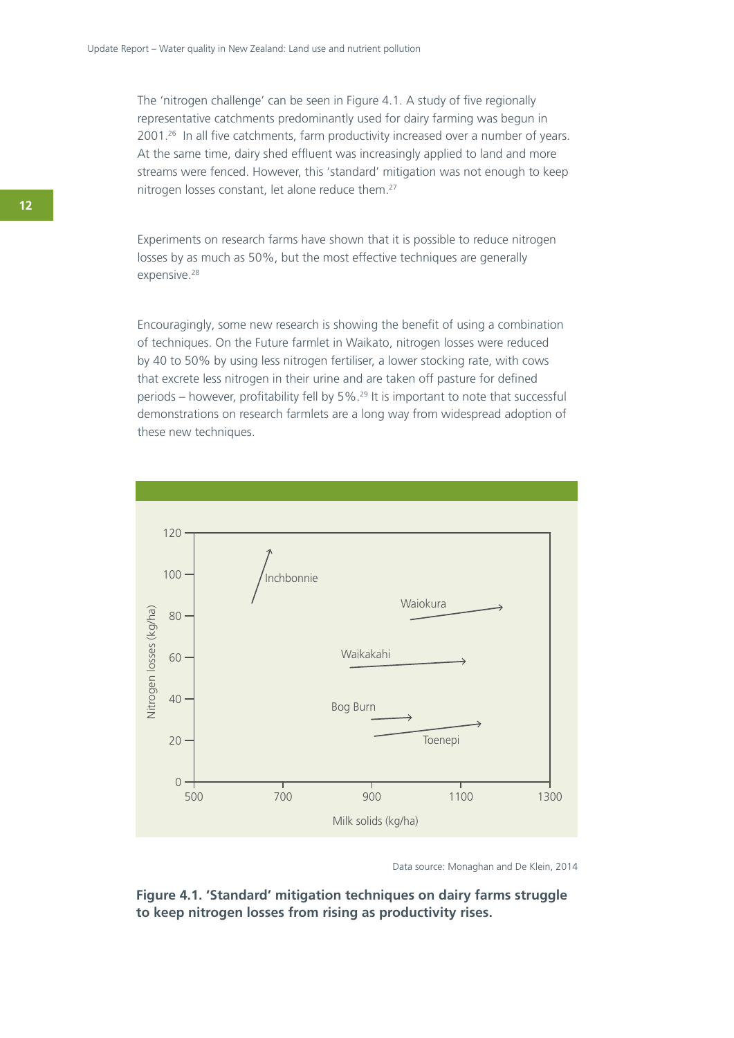The 'nitrogen challenge' can be seen in Figure 4.1. A study of five regionally representative catchments predominantly used for dairy farming was begun in 2001.[26] In all five catchments, farm productivity increased over a number of years. At the same time, dairy shed effluent was increasingly applied to land and more streams were fenced. However, this 'standard' mitigation was not enough to keep nitrogen losses constant, let alone reduce them.[27]

Experiments on research farms have shown that it is possible to reduce nitrogen losses by as much as 50%, but the most effective techniques are generally expensive.[28]

Encouragingly, some new research is showing the benefit of using a combination of techniques. On the Future farmlet in Waikato, nitrogen losses were reduced by 40 to 50% by using less nitrogen fertiliser, a lower stocking rate, with cows that excrete less nitrogen in their urine and are taken off pasture for defined periods – however, profitability fell by 5%.[29] It is important to note that successful demonstrations on research farmlets are a long way from widespread adoption of these new techniques.

Nitrogen losses (kg/ha)

120
100
80
60
40
20
0

Inchbonnie
Waiokura
Waikakahi
Bog Burn
Toenepi

500
700
900
1100
1300

Milk solids (kg/ha)

Data source: Monaghan and De Klein, 2014

**Figure 4.1. 'Standard' mitigation techniques on dairy farms struggle to keep nitrogen losses from rising as productivity rises.**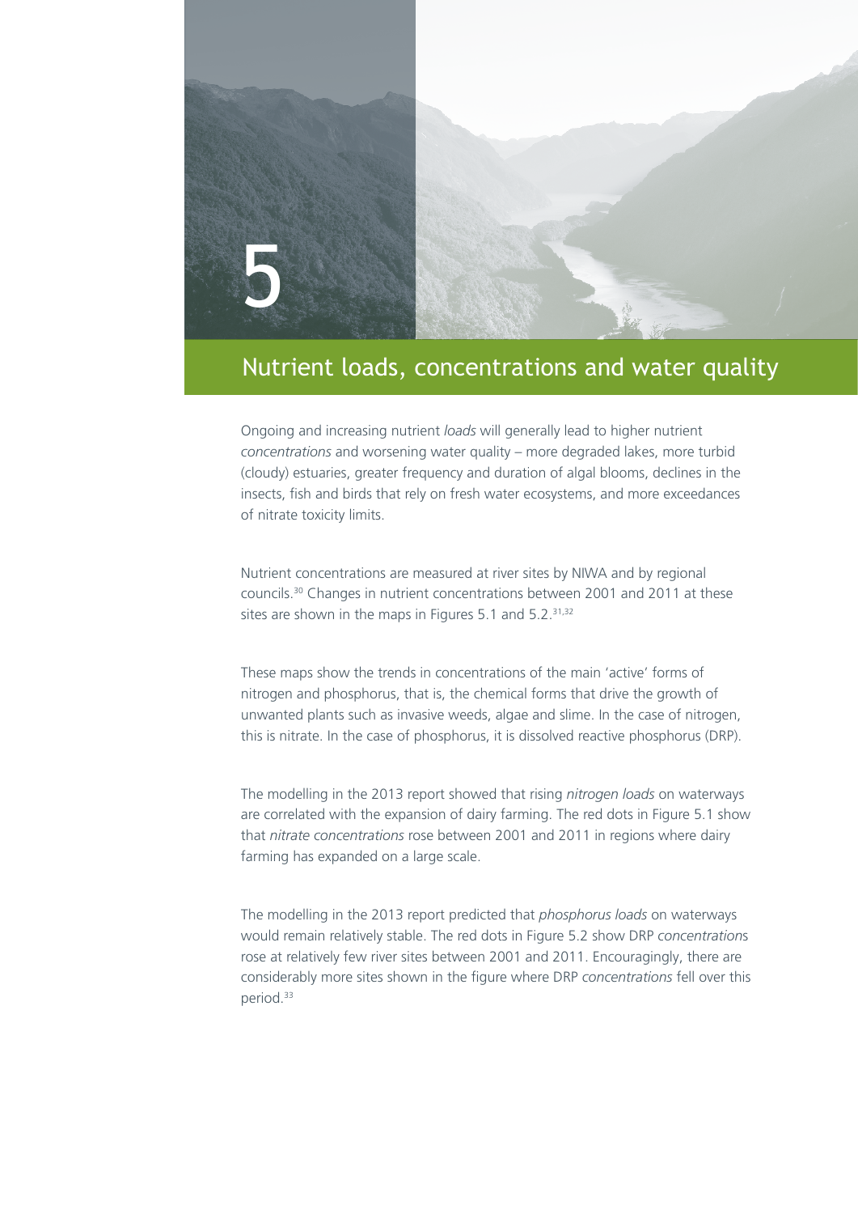# 5

## Nutrient loads, concentrations and water quality

Ongoing and increasing nutrient *loads* will generally lead to higher nutrient *concentrations* and worsening water quality – more degraded lakes, more turbid (cloudy) estuaries, greater frequency and duration of algal blooms, declines in the insects, fish and birds that rely on fresh water ecosystems, and more exceedances of nitrate toxicity limits.

Nutrient concentrations are measured at river sites by NIWA and by regional councils.[30] Changes in nutrient concentrations between 2001 and 2011 at these sites are shown in the maps in Figures 5.1 and 5.2.[31,32]

These maps show the trends in concentrations of the main 'active' forms of nitrogen and phosphorus, that is, the chemical forms that drive the growth of unwanted plants such as invasive weeds, algae and slime. In the case of nitrogen, this is nitrate. In the case of phosphorus, it is dissolved reactive phosphorus (DRP).

The modelling in the 2013 report showed that rising *nitrogen loads* on waterways are correlated with the expansion of dairy farming. The red dots in Figure 5.1 show that *nitrate concentrations* rose between 2001 and 2011 in regions where dairy farming has expanded on a large scale.

The modelling in the 2013 report predicted that *phosphorus loads* on waterways would remain relatively stable. The red dots in Figure 5.2 show DRP *concentration*s rose at relatively few river sites between 2001 and 2011. Encouragingly, there are considerably more sites shown in the figure where DRP *concentrations* fell over this period.[33]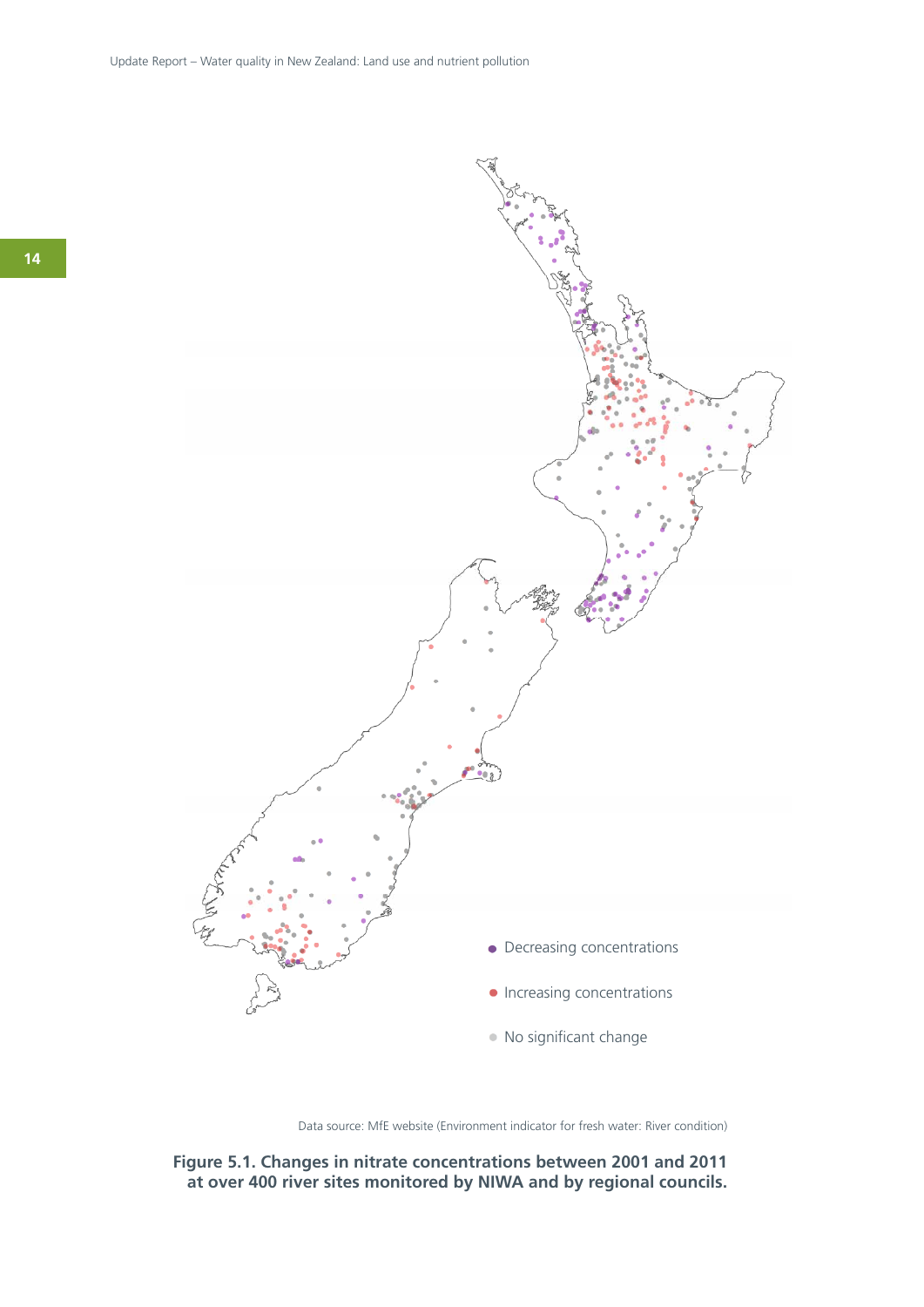Decreasing concentrations

Increasing concentrations

No significant change

Data source: MfE website (Environment indicator for fresh water: River condition)

**Figure 5.1. Changes in nitrate concentrations between 2001 and 2011 at over 400 river sites monitored by NIWA and by regional councils.**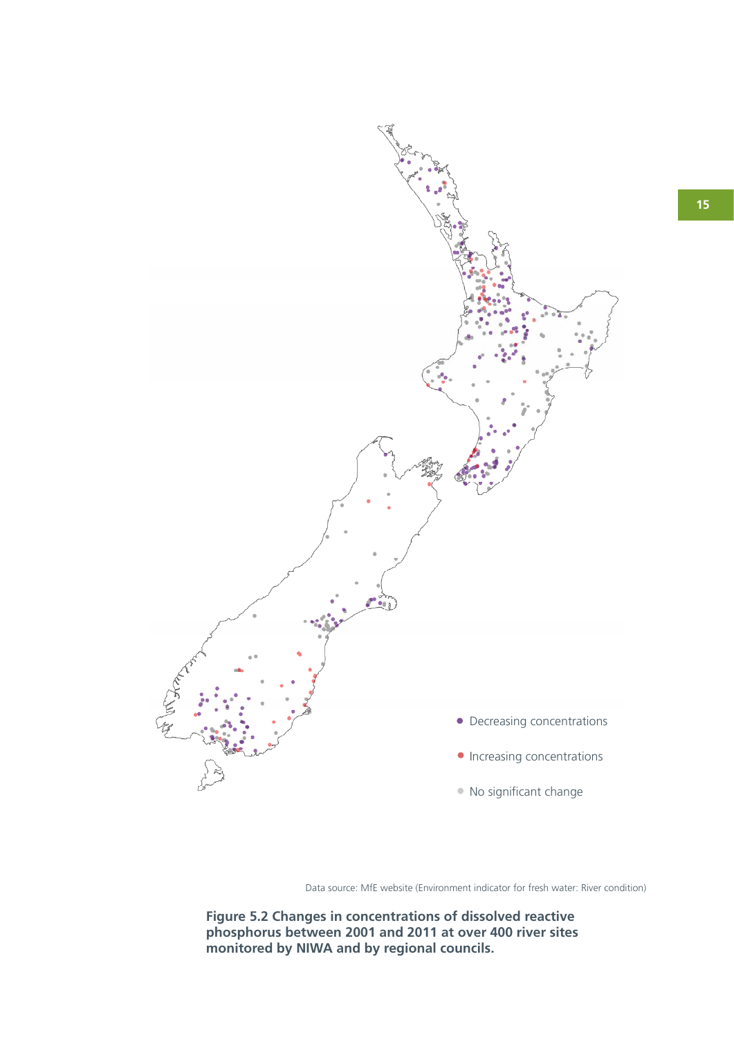Decreasing concentrations

Increasing concentrations

No significant change

Data source: MfE website (Environment indicator for fresh water: River condition)

**Figure 5.2 Changes in concentrations of dissolved reactive phosphorus between 2001 and 2011 at over 400 river sites monitored by NIWA and by regional councils.**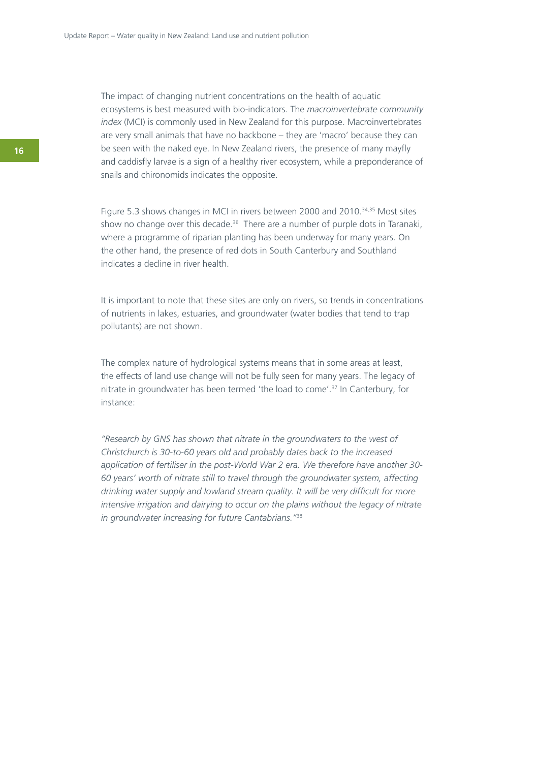The impact of changing nutrient concentrations on the health of aquatic ecosystems is best measured with bio-indicators. The *macroinvertebrate community index* (MCI) is commonly used in New Zealand for this purpose. Macroinvertebrates are very small animals that have no backbone – they are 'macro' because they can be seen with the naked eye. In New Zealand rivers, the presence of many mayfly and caddisfly larvae is a sign of a healthy river ecosystem, while a preponderance of snails and chironomids indicates the opposite.

Figure 5.3 shows changes in MCI in rivers between 2000 and 2010.[34,35] Most sites show no change over this decade.[36] There are a number of purple dots in Taranaki, where a programme of riparian planting has been underway for many years. On the other hand, the presence of red dots in South Canterbury and Southland indicates a decline in river health.

It is important to note that these sites are only on rivers, so trends in concentrations of nutrients in lakes, estuaries, and groundwater (water bodies that tend to trap pollutants) are not shown.

The complex nature of hydrological systems means that in some areas at least, the effects of land use change will not be fully seen for many years. The legacy of nitrate in groundwater has been termed 'the load to come'.[37] In Canterbury, for instance:

*"Research by GNS has shown that nitrate in the groundwaters to the west of Christchurch is 30-to-60 years old and probably dates back to the increased application of fertiliser in the post-World War 2 era. We therefore have another 30-60 years' worth of nitrate still to travel through the groundwater system, affecting drinking water supply and lowland stream quality. It will be very difficult for more intensive irrigation and dairying to occur on the plains without the legacy of nitrate in groundwater increasing for future Cantabrians."*[38]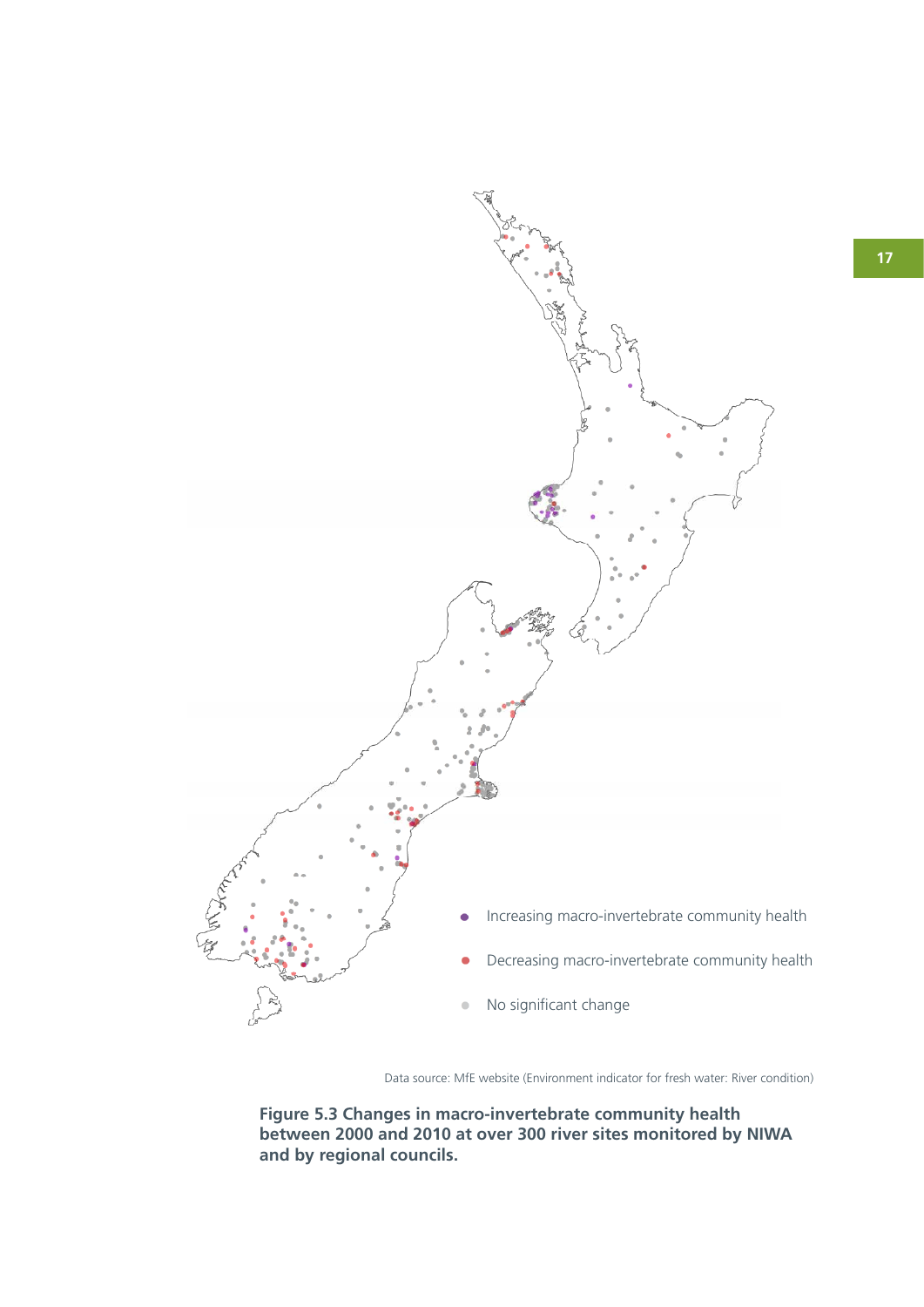Increasing macro-invertebrate community health

Decreasing macro-invertebrate community health

No significant change

Data source: MfE website (Environment indicator for fresh water: River condition)

**Figure 5.3 Changes in macro-invertebrate community health between 2000 and 2010 at over 300 river sites monitored by NIWA and by regional councils.**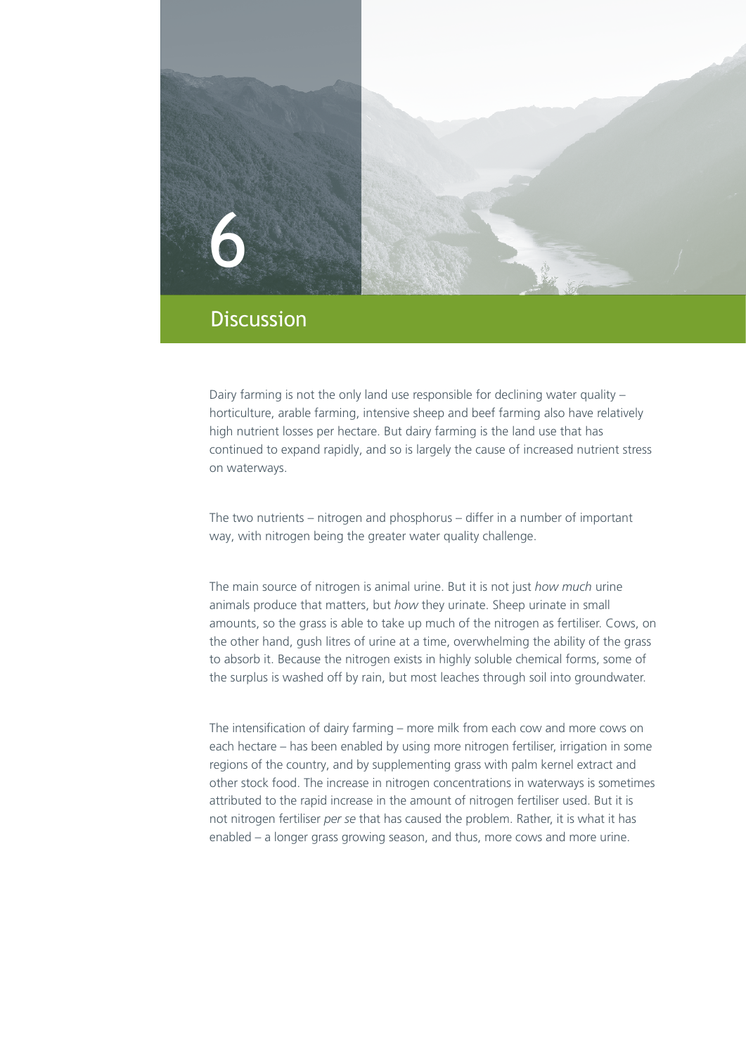# 6 Discussion

Dairy farming is not the only land use responsible for declining water quality – horticulture, arable farming, intensive sheep and beef farming also have relatively high nutrient losses per hectare. But dairy farming is the land use that has continued to expand rapidly, and so is largely the cause of increased nutrient stress on waterways.

The two nutrients – nitrogen and phosphorus – differ in a number of important way, with nitrogen being the greater water quality challenge.

The main source of nitrogen is animal urine. But it is not just *how much* urine animals produce that matters, but *how* they urinate. Sheep urinate in small amounts, so the grass is able to take up much of the nitrogen as fertiliser. Cows, on the other hand, gush litres of urine at a time, overwhelming the ability of the grass to absorb it. Because the nitrogen exists in highly soluble chemical forms, some of the surplus is washed off by rain, but most leaches through soil into groundwater.

The intensification of dairy farming – more milk from each cow and more cows on each hectare – has been enabled by using more nitrogen fertiliser, irrigation in some regions of the country, and by supplementing grass with palm kernel extract and other stock food. The increase in nitrogen concentrations in waterways is sometimes attributed to the rapid increase in the amount of nitrogen fertiliser used. But it is not nitrogen fertiliser *per se* that has caused the problem. Rather, it is what it has enabled – a longer grass growing season, and thus, more cows and more urine.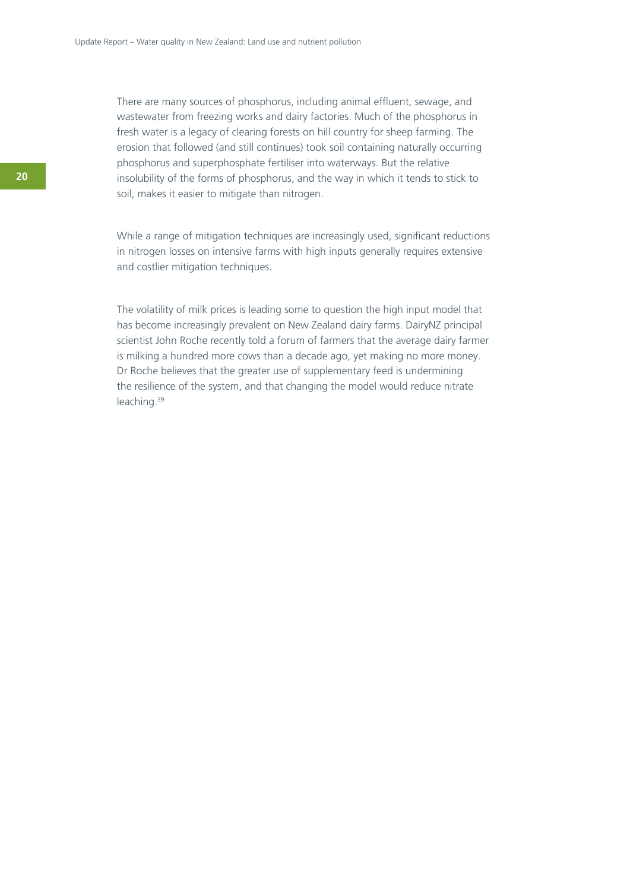There are many sources of phosphorus, including animal effluent, sewage, and wastewater from freezing works and dairy factories. Much of the phosphorus in fresh water is a legacy of clearing forests on hill country for sheep farming. The erosion that followed (and still continues) took soil containing naturally occurring phosphorus and superphosphate fertiliser into waterways. But the relative insolubility of the forms of phosphorus, and the way in which it tends to stick to soil, makes it easier to mitigate than nitrogen.

While a range of mitigation techniques are increasingly used, significant reductions in nitrogen losses on intensive farms with high inputs generally requires extensive and costlier mitigation techniques.

The volatility of milk prices is leading some to question the high input model that has become increasingly prevalent on New Zealand dairy farms. DairyNZ principal scientist John Roche recently told a forum of farmers that the average dairy farmer is milking a hundred more cows than a decade ago, yet making no more money. Dr Roche believes that the greater use of supplementary feed is undermining the resilience of the system, and that changing the model would reduce nitrate leaching.[39]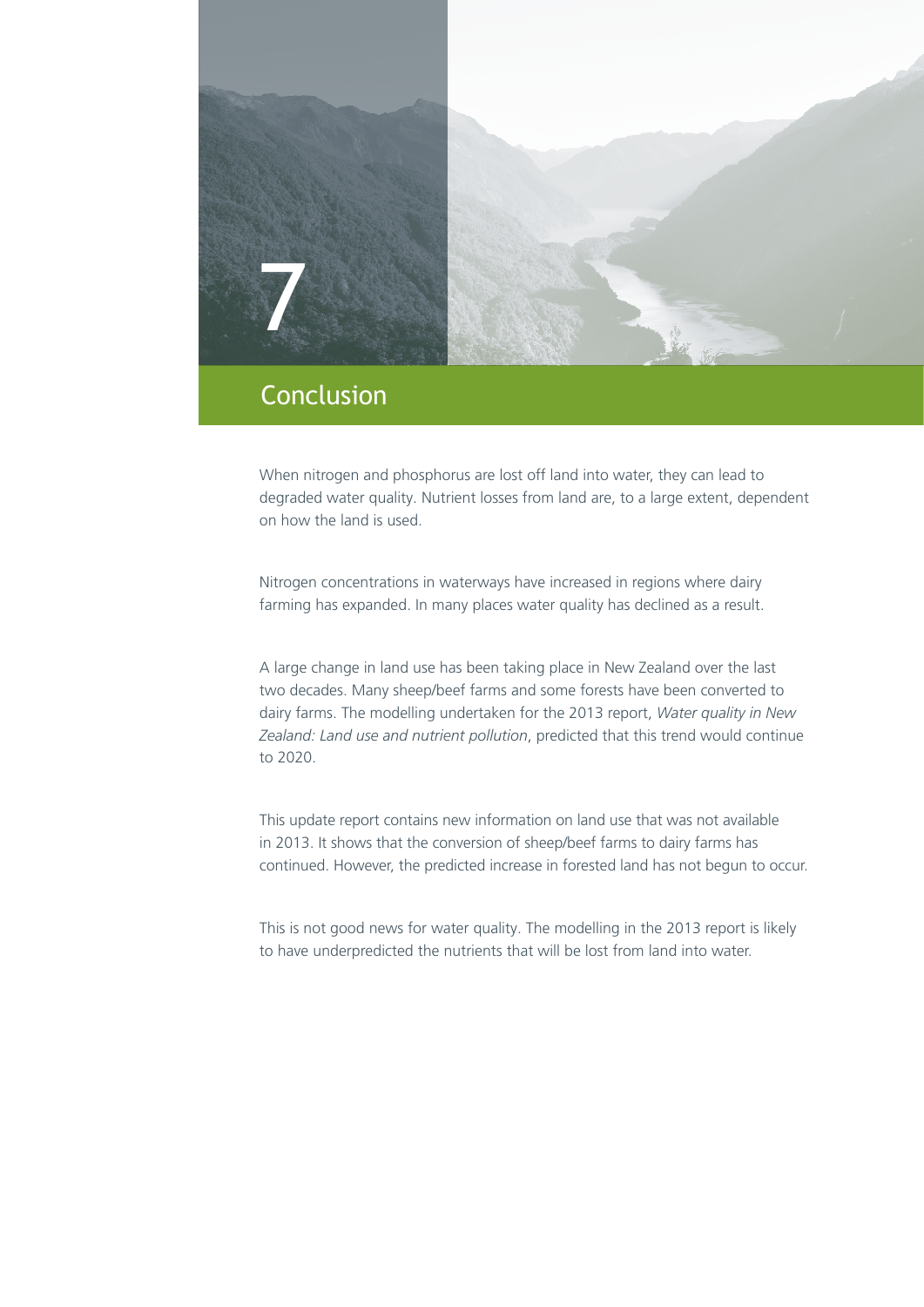# 7 Conclusion

When nitrogen and phosphorus are lost off land into water, they can lead to degraded water quality. Nutrient losses from land are, to a large extent, dependent on how the land is used.

Nitrogen concentrations in waterways have increased in regions where dairy farming has expanded. In many places water quality has declined as a result.

A large change in land use has been taking place in New Zealand over the last two decades. Many sheep/beef farms and some forests have been converted to dairy farms. The modelling undertaken for the 2013 report, *Water quality in New Zealand: Land use and nutrient pollution*, predicted that this trend would continue to 2020.

This update report contains new information on land use that was not available in 2013. It shows that the conversion of sheep/beef farms to dairy farms has continued. However, the predicted increase in forested land has not begun to occur.

This is not good news for water quality. The modelling in the 2013 report is likely to have underpredicted the nutrients that will be lost from land into water.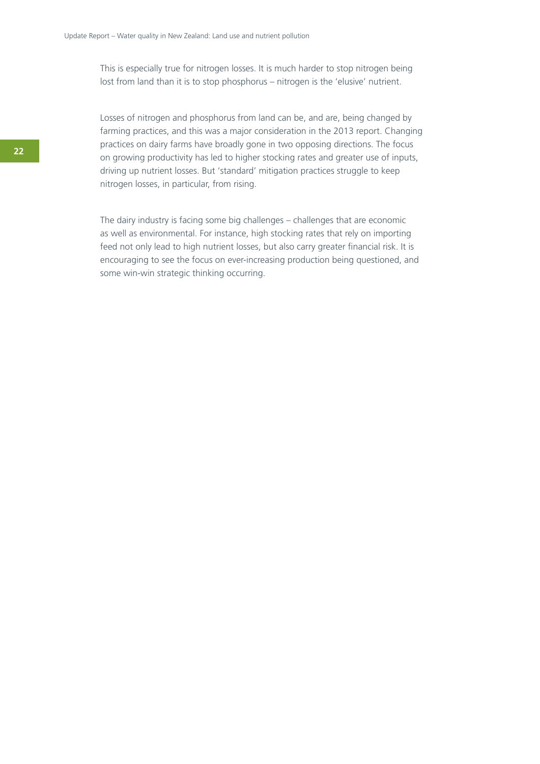This is especially true for nitrogen losses. It is much harder to stop nitrogen being lost from land than it is to stop phosphorus – nitrogen is the 'elusive' nutrient.

Losses of nitrogen and phosphorus from land can be, and are, being changed by farming practices, and this was a major consideration in the 2013 report. Changing practices on dairy farms have broadly gone in two opposing directions. The focus on growing productivity has led to higher stocking rates and greater use of inputs, driving up nutrient losses. But 'standard' mitigation practices struggle to keep nitrogen losses, in particular, from rising.

The dairy industry is facing some big challenges – challenges that are economic as well as environmental. For instance, high stocking rates that rely on importing feed not only lead to high nutrient losses, but also carry greater financial risk. It is encouraging to see the focus on ever-increasing production being questioned, and some win-win strategic thinking occurring.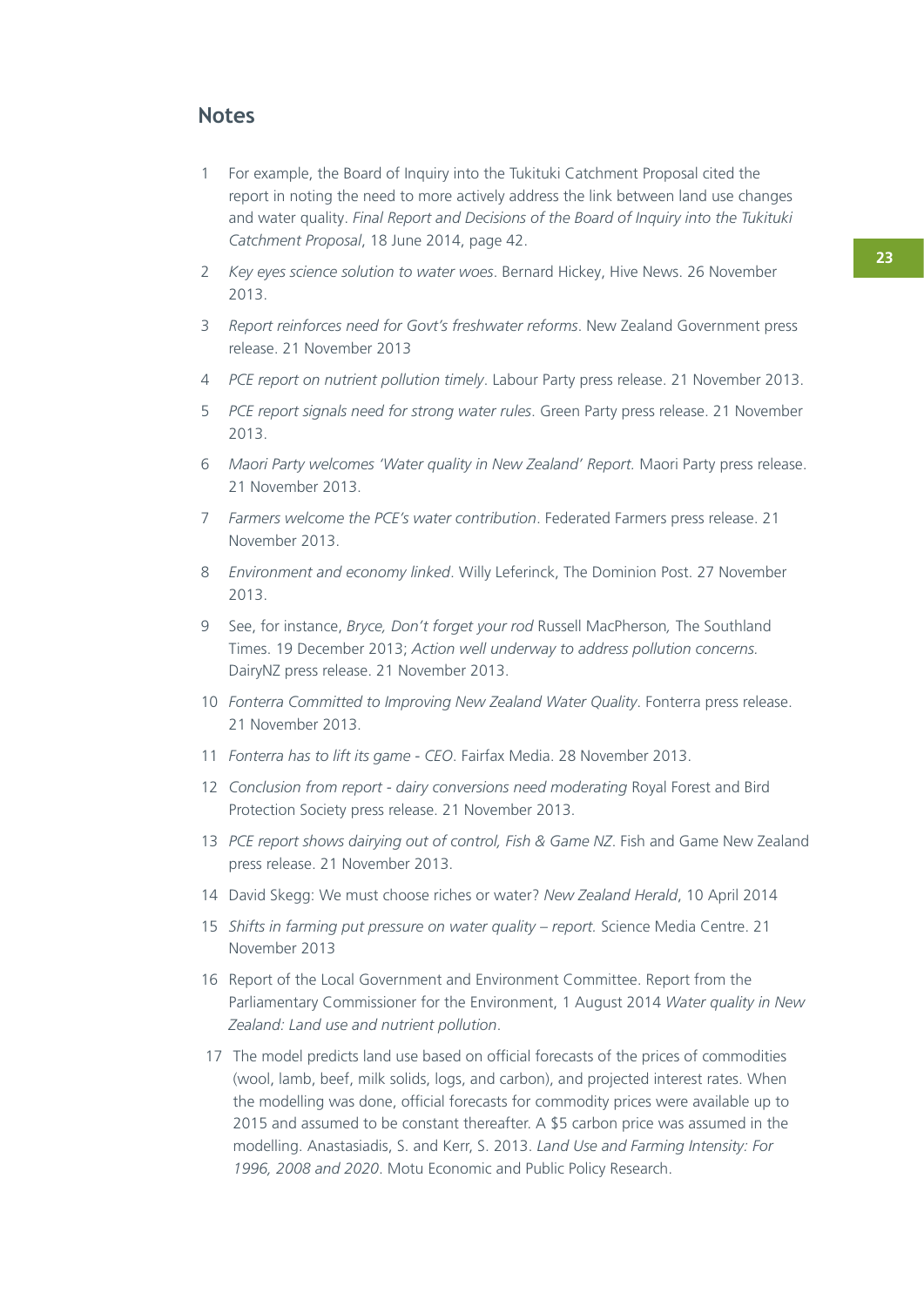## Notes

1. For example, the Board of Inquiry into the Tukituki Catchment Proposal cited the report in noting the need to more actively address the link between land use changes and water quality. *Final Report and Decisions of the Board of Inquiry into the Tukituki Catchment Proposal*, 18 June 2014, page 42.
2. *Key eyes science solution to water woes*. Bernard Hickey, Hive News. 26 November 2013.
3. *Report reinforces need for Govt's freshwater reforms*. New Zealand Government press release. 21 November 2013
4. *PCE report on nutrient pollution timely*. Labour Party press release. 21 November 2013.
5. *PCE report signals need for strong water rules*. Green Party press release. 21 November 2013.
6. *Maori Party welcomes 'Water quality in New Zealand' Report*. Maori Party press release. 21 November 2013.
7. *Farmers welcome the PCE's water contribution*. Federated Farmers press release. 21 November 2013.
8. *Environment and economy linked*. Willy Leferinck, The Dominion Post. 27 November 2013.
9. See, for instance, *Bryce, Don't forget your rod* Russell MacPherson, The Southland Times. 19 December 2013; *Action well underway to address pollution concerns*. DairyNZ press release. 21 November 2013.
10. *Fonterra Committed to Improving New Zealand Water Quality*. Fonterra press release. 21 November 2013.
11. *Fonterra has to lift its game - CEO*. Fairfax Media. 28 November 2013.
12. *Conclusion from report - dairy conversions need moderating* Royal Forest and Bird Protection Society press release. 21 November 2013.
13. *PCE report shows dairying out of control, Fish & Game NZ*. Fish and Game New Zealand press release. 21 November 2013.
14. David Skegg: We must choose riches or water? *New Zealand Herald*, 10 April 2014
15. *Shifts in farming put pressure on water quality – report*. Science Media Centre. 21 November 2013
16. Report of the Local Government and Environment Committee. Report from the Parliamentary Commissioner for the Environment, 1 August 2014 *Water quality in New Zealand: Land use and nutrient pollution*.
17. The model predicts land use based on official forecasts of the prices of commodities (wool, lamb, beef, milk solids, logs, and carbon), and projected interest rates. When the modelling was done, official forecasts for commodity prices were available up to 2015 and assumed to be constant thereafter. A $5 carbon price was assumed in the modelling. Anastasiadis, S. and Kerr, S. 2013. *Land Use and Farming Intensity: For 1996, 2008 and 2020*. Motu Economic and Public Policy Research.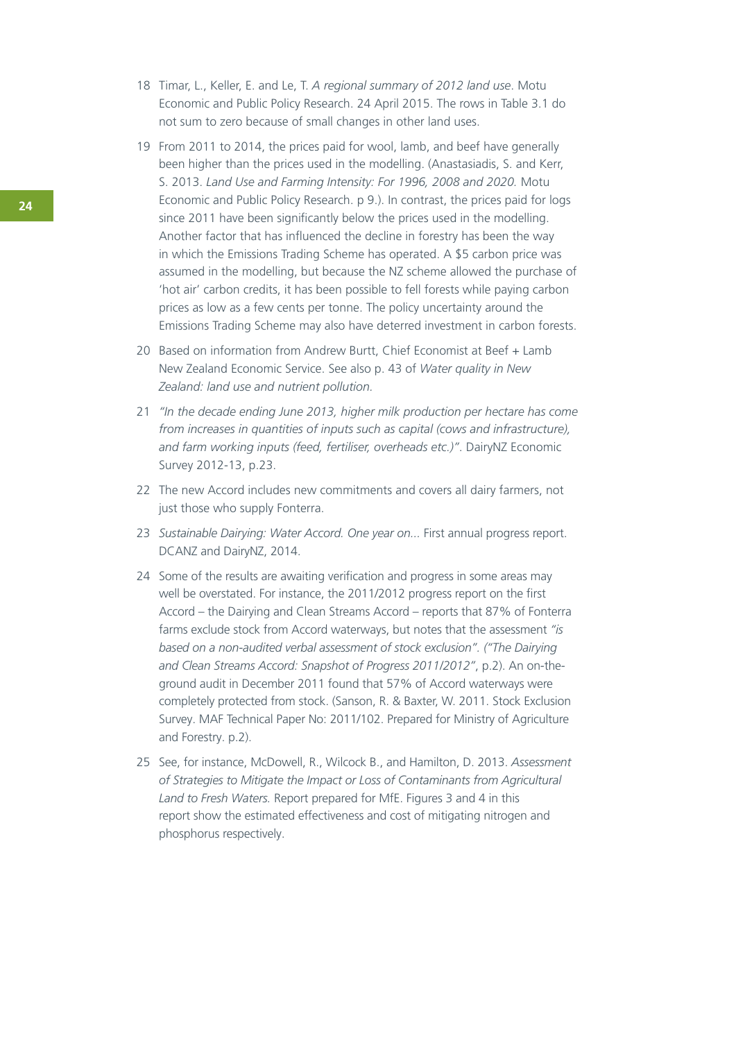18 Timar, L., Keller, E. and Le, T. *A regional summary of 2012 land use*. Motu Economic and Public Policy Research. 24 April 2015. The rows in Table 3.1 do not sum to zero because of small changes in other land uses.

19 From 2011 to 2014, the prices paid for wool, lamb, and beef have generally been higher than the prices used in the modelling. (Anastasiadis, S. and Kerr, S. 2013. *Land Use and Farming Intensity: For 1996, 2008 and 2020.* Motu Economic and Public Policy Research. p 9.). In contrast, the prices paid for logs since 2011 have been significantly below the prices used in the modelling. Another factor that has influenced the decline in forestry has been the way in which the Emissions Trading Scheme has operated. A $5 carbon price was assumed in the modelling, but because the NZ scheme allowed the purchase of 'hot air' carbon credits, it has been possible to fell forests while paying carbon prices as low as a few cents per tonne. The policy uncertainty around the Emissions Trading Scheme may also have deterred investment in carbon forests.

20 Based on information from Andrew Burtt, Chief Economist at Beef + Lamb New Zealand Economic Service. See also p. 43 of *Water quality in New Zealand: land use and nutrient pollution.*

21 *"In the decade ending June 2013, higher milk production per hectare has come from increases in quantities of inputs such as capital (cows and infrastructure), and farm working inputs (feed, fertiliser, overheads etc.)"*. DairyNZ Economic Survey 2012-13, p.23.

22 The new Accord includes new commitments and covers all dairy farmers, not just those who supply Fonterra.

23 *Sustainable Dairying: Water Accord. One year on...* First annual progress report. DCANZ and DairyNZ, 2014.

24 Some of the results are awaiting verification and progress in some areas may well be overstated. For instance, the 2011/2012 progress report on the first Accord – the Dairying and Clean Streams Accord – reports that 87% of Fonterra farms exclude stock from Accord waterways, but notes that the assessment *"is based on a non-audited verbal assessment of stock exclusion". ("The Dairying and Clean Streams Accord: Snapshot of Progress 2011/2012"*, p.2). An on-the-ground audit in December 2011 found that 57% of Accord waterways were completely protected from stock. (Sanson, R. & Baxter, W. 2011. Stock Exclusion Survey. MAF Technical Paper No: 2011/102. Prepared for Ministry of Agriculture and Forestry. p.2).

25 See, for instance, McDowell, R., Wilcock B., and Hamilton, D. 2013. *Assessment of Strategies to Mitigate the Impact or Loss of Contaminants from Agricultural Land to Fresh Waters.* Report prepared for MfE. Figures 3 and 4 in this report show the estimated effectiveness and cost of mitigating nitrogen and phosphorus respectively.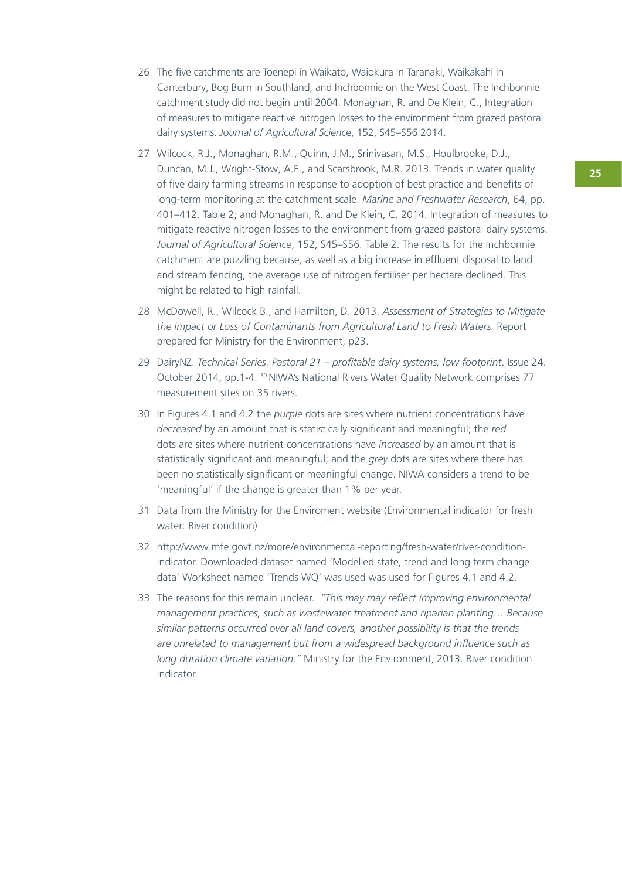26 The five catchments are Toenepi in Waikato, Waiokura in Taranaki, Waikakahi in Canterbury, Bog Burn in Southland, and Inchbonnie on the West Coast. The Inchbonnie catchment study did not begin until 2004. Monaghan, R. and De Klein, C., Integration of measures to mitigate reactive nitrogen losses to the environment from grazed pastoral dairy systems. *Journal of Agricultural Science*, 152, S45–S56 2014.

27 Wilcock, R.J., Monaghan, R.M., Quinn, J.M., Srinivasan, M.S., Houlbrooke, D.J., Duncan, M.J., Wright-Stow, A.E., and Scarsbrook, M.R. 2013. Trends in water quality of five dairy farming streams in response to adoption of best practice and benefits of long-term monitoring at the catchment scale. *Marine and Freshwater Research*, 64, pp. 401–412. Table 2; and Monaghan, R. and De Klein, C. 2014. Integration of measures to mitigate reactive nitrogen losses to the environment from grazed pastoral dairy systems. *Journal of Agricultural Science*, 152, S45–S56. Table 2. The results for the Inchbonnie catchment are puzzling because, as well as a big increase in effluent disposal to land and stream fencing, the average use of nitrogen fertiliser per hectare declined. This might be related to high rainfall.

28 McDowell, R., Wilcock B., and Hamilton, D. 2013. *Assessment of Strategies to Mitigate the Impact or Loss of Contaminants from Agricultural Land to Fresh Waters.* Report prepared for Ministry for the Environment, p23.

29 DairyNZ. *Technical Series. Pastoral 21 – profitable dairy systems, low footprint*. Issue 24. October 2014, pp.1-4. [30] NIWA's National Rivers Water Quality Network comprises 77 measurement sites on 35 rivers.

30 In Figures 4.1 and 4.2 the *purple* dots are sites where nutrient concentrations have *decreased* by an amount that is statistically significant and meaningful; the *red* dots are sites where nutrient concentrations have *increased* by an amount that is statistically significant and meaningful; and the *grey* dots are sites where there has been no statistically significant or meaningful change. NIWA considers a trend to be 'meaningful' if the change is greater than 1% per year.

31 Data from the Ministry for the Enviroment website (Environmental indicator for fresh water: River condition)

32 http://www.mfe.govt.nz/more/environmental-reporting/fresh-water/river-condition-indicator. Downloaded dataset named 'Modelled state, trend and long term change data' Worksheet named 'Trends WQ' was used was used for Figures 4.1 and 4.2.

33 The reasons for this remain unclear. *"This may may reflect improving environmental management practices, such as wastewater treatment and riparian planting… Because similar patterns occurred over all land covers, another possibility is that the trends are unrelated to management but from a widespread background influence such as long duration climate variation."* Ministry for the Environment, 2013. River condition indicator.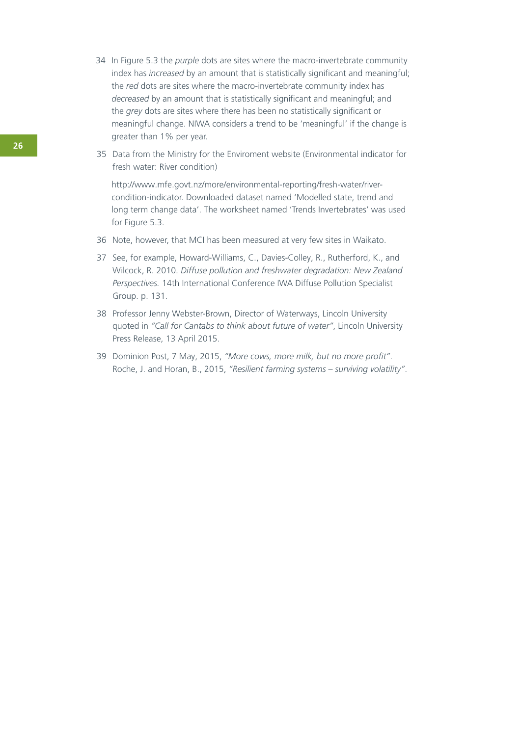34 In Figure 5.3 the *purple* dots are sites where the macro-invertebrate community index has *increased* by an amount that is statistically significant and meaningful; the *red* dots are sites where the macro-invertebrate community index has *decreased* by an amount that is statistically significant and meaningful; and the *grey* dots are sites where there has been no statistically significant or meaningful change. NIWA considers a trend to be 'meaningful' if the change is greater than 1% per year.

35 Data from the Ministry for the Enviroment website (Environmental indicator for fresh water: River condition)

http://www.mfe.govt.nz/more/environmental-reporting/fresh-water/river-condition-indicator. Downloaded dataset named 'Modelled state, trend and long term change data'. The worksheet named 'Trends Invertebrates' was used for Figure 5.3.

36 Note, however, that MCI has been measured at very few sites in Waikato.

37 See, for example, Howard-Williams, C., Davies-Colley, R., Rutherford, K., and Wilcock, R. 2010. *Diffuse pollution and freshwater degradation: New Zealand Perspectives.* 14th International Conference IWA Diffuse Pollution Specialist Group. p. 131.

38 Professor Jenny Webster-Brown, Director of Waterways, Lincoln University quoted in *"Call for Cantabs to think about future of water"*, Lincoln University Press Release, 13 April 2015.

39 Dominion Post, 7 May, 2015, *"More cows, more milk, but no more profit"*. Roche, J. and Horan, B., 2015, *"Resilient farming systems – surviving volatility"*.